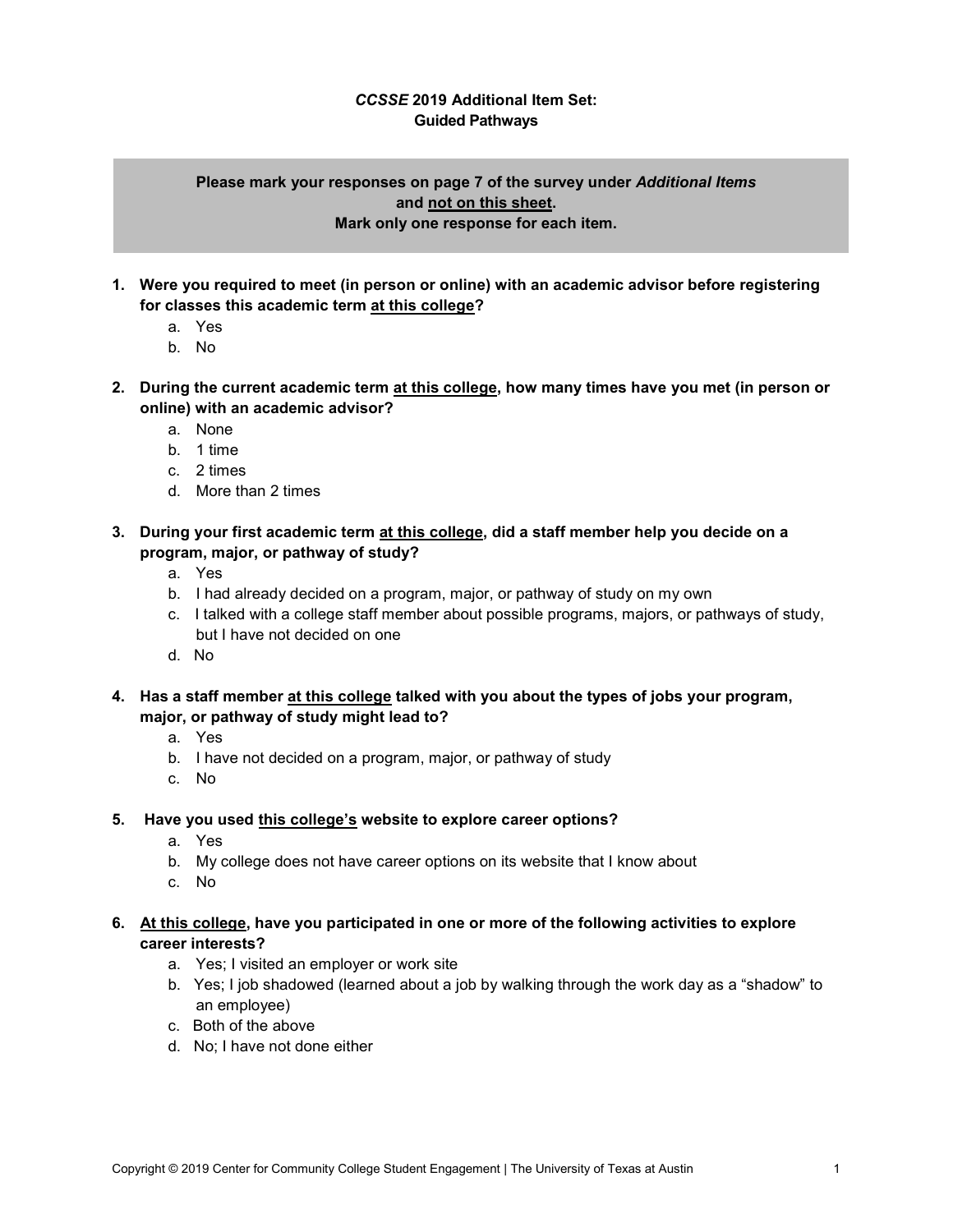# *CCSSE* 2019 Additional Item Set: Guided Pathways

**Please mark your responses on page 7 of the survey under *Additional Items* and <u>not on this sheet</u>.**
**Mark only one response for each item.**

1. **Were you required to meet (in person or online) with an academic advisor before registering for classes this academic term <u>at this college</u>?**
    a. Yes
    b. No

2. **During the current academic term <u>at this college</u>, how many times have you met (in person or online) with an academic advisor?**
    a. None
    b. 1 time
    c. 2 times
    d. More than 2 times

3. **During your first academic term <u>at this college</u>, did a staff member help you decide on a program, major, or pathway of study?**
    a. Yes
    b. I had already decided on a program, major, or pathway of study on my own
    c. I talked with a college staff member about possible programs, majors, or pathways of study, but I have not decided on one
    d. No

4. **Has a staff member <u>at this college</u> talked with you about the types of jobs your program, major, or pathway of study might lead to?**
    a. Yes
    b. I have not decided on a program, major, or pathway of study
    c. No

5. **Have you used <u>this college's</u> website to explore career options?**
    a. Yes
    b. My college does not have career options on its website that I know about
    c. No

6. **<u>At this college</u>, have you participated in one or more of the following activities to explore career interests?**
    a. Yes; I visited an employer or work site
    b. Yes; I job shadowed (learned about a job by walking through the work day as a "shadow" to an employee)
    c. Both of the above
    d. No; I have not done either

Copyright © 2019 Center for Community College Student Engagement | The University of Texas at Austin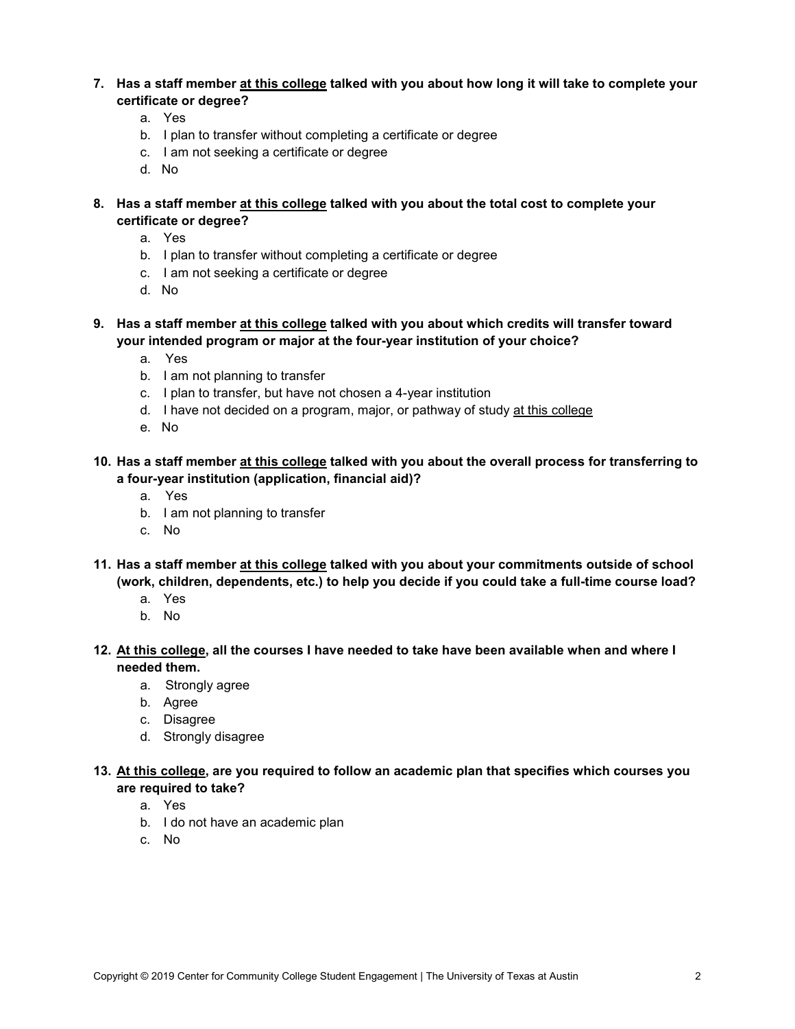**7. Has a staff member <u>at this college</u> talked with you about how long it will take to complete your certificate or degree?**

a. Yes
b. I plan to transfer without completing a certificate or degree
c. I am not seeking a certificate or degree
d. No

**8. Has a staff member <u>at this college</u> talked with you about the total cost to complete your certificate or degree?**

a. Yes
b. I plan to transfer without completing a certificate or degree
c. I am not seeking a certificate or degree
d. No

**9. Has a staff member <u>at this college</u> talked with you about which credits will transfer toward your intended program or major at the four-year institution of your choice?**

a. Yes
b. I am not planning to transfer
c. I plan to transfer, but have not chosen a 4-year institution
d. I have not decided on a program, major, or pathway of study <u>at this college</u>
e. No

**10. Has a staff member <u>at this college</u> talked with you about the overall process for transferring to a four-year institution (application, financial aid)?**

a. Yes
b. I am not planning to transfer
c. No

**11. Has a staff member <u>at this college</u> talked with you about your commitments outside of school (work, children, dependents, etc.) to help you decide if you could take a full-time course load?**

a. Yes
b. No

**12. <u>At this college</u>, all the courses I have needed to take have been available when and where I needed them.**

a. Strongly agree
b. Agree
c. Disagree
d. Strongly disagree

**13. <u>At this college</u>, are you required to follow an academic plan that specifies which courses you are required to take?**

a. Yes
b. I do not have an academic plan
c. No

Copyright © 2019 Center for Community College Student Engagement | The University of Texas at Austin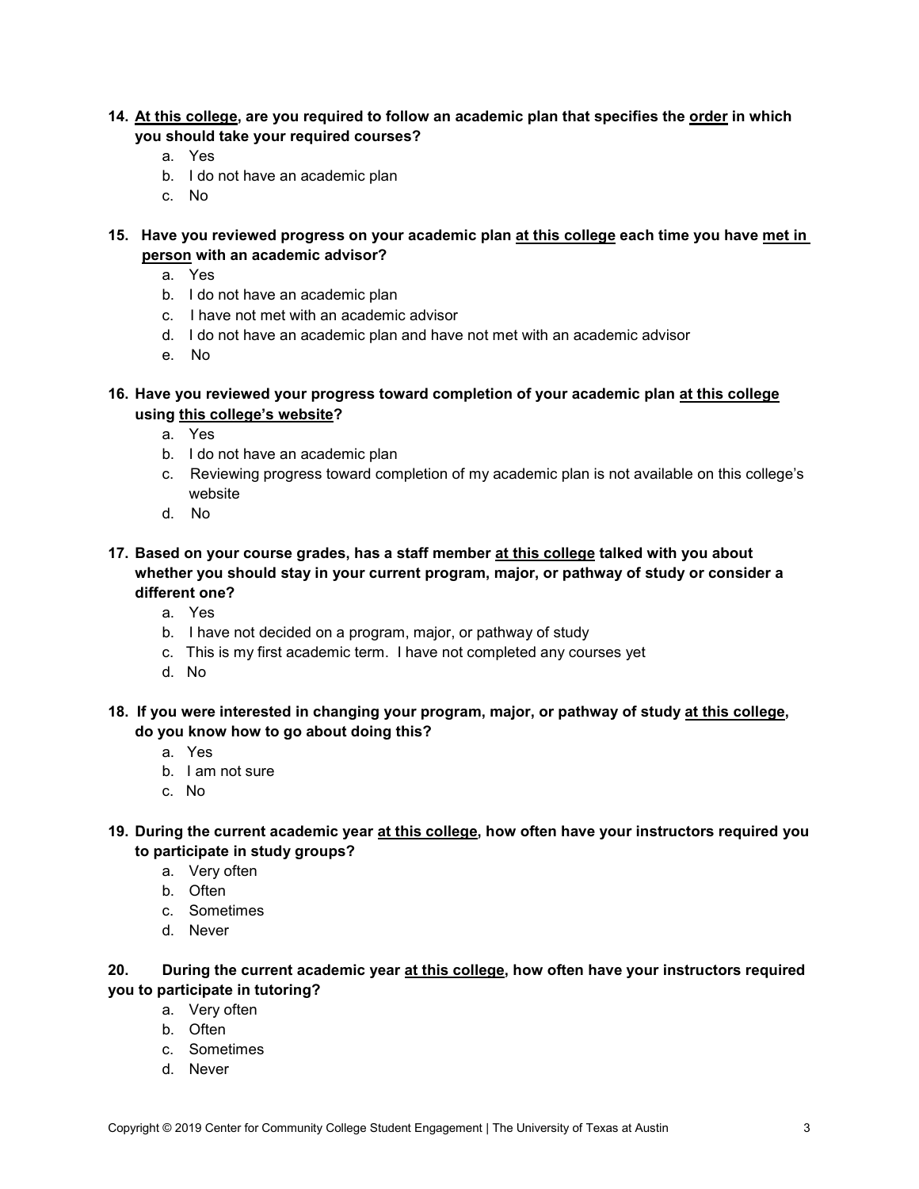**14. <u>At this college</u>, are you required to follow an academic plan that specifies the <u>order</u> in which you should take your required courses?**

a. Yes
b. I do not have an academic plan
c. No

**15. Have you reviewed progress on your academic plan <u>at this college</u> each time you have <u>met in person</u> with an academic advisor?**

a. Yes
b. I do not have an academic plan
c. I have not met with an academic advisor
d. I do not have an academic plan and have not met with an academic advisor
e. No

**16. Have you reviewed your progress toward completion of your academic plan <u>at this college</u> using <u>this college's website</u>?**

a. Yes
b. I do not have an academic plan
c. Reviewing progress toward completion of my academic plan is not available on this college's website
d. No

**17. Based on your course grades, has a staff member <u>at this college</u> talked with you about whether you should stay in your current program, major, or pathway of study or consider a different one?**

a. Yes
b. I have not decided on a program, major, or pathway of study
c. This is my first academic term. I have not completed any courses yet
d. No

**18. If you were interested in changing your program, major, or pathway of study <u>at this college</u>, do you know how to go about doing this?**

a. Yes
b. I am not sure
c. No

**19. During the current academic year <u>at this college</u>, how often have your instructors required you to participate in study groups?**

a. Very often
b. Often
c. Sometimes
d. Never

**20. During the current academic year <u>at this college</u>, how often have your instructors required you to participate in tutoring?**

a. Very often
b. Often
c. Sometimes
d. Never

Copyright © 2019 Center for Community College Student Engagement | The University of Texas at Austin